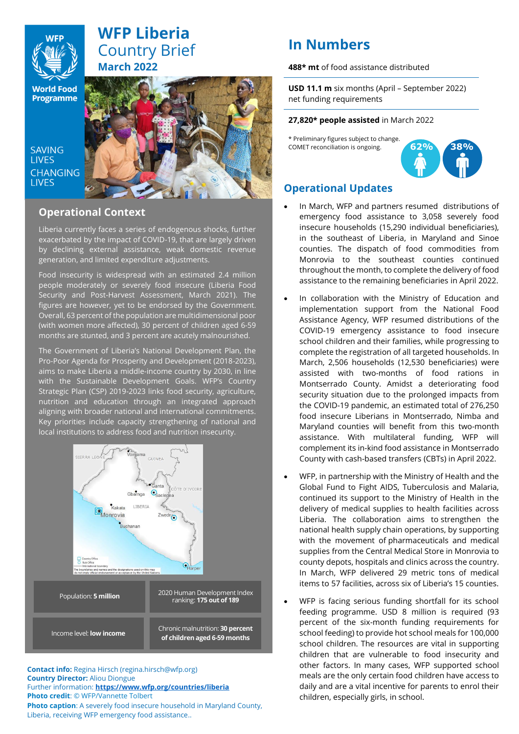# WFP Liberia Country Brief

## March 2022

SAVING LIVES CHANGING LIVES

## Operational Context

Liberia currently faces a series of endogenous shocks, further exacerbated by the impact of COVID-19, that are largely driven by declining external assistance, weak domestic revenue generation, and limited expenditure adjustments.

Food insecurity is widespread with an estimated 2.4 million people moderately or severely food insecure (Liberia Food Security and Post-Harvest Assessment, March 2021). The figures are however, yet to be endorsed by the Government. Overall, 63 percent of the population are multidimensional poor (with women more affected), 30 percent of children aged 6-59 months are stunted, and 3 percent are acutely malnourished.

The Government of Liberia's National Development Plan, the Pro-Poor Agenda for Prosperity and Development (2018-2023), aims to make Liberia a middle-income country by 2030, in line with the Sustainable Development Goals. WFP's Country Strategic Plan (CSP) 2019-2023 links food security, agriculture, nutrition and education through an integrated approach aligning with broader national and international commitments. Key priorities include capacity strengthening of national and local institutions to address food and nutrition insecurity.

| Population: **5 million** | 2020 Human Development Index ranking: **175 out of 189** |
|---|---|
| Income level: **low income** | Chronic malnutrition: **30 percent of children aged 6-59 months** |

**Contact info:** Regina Hirsch (regina.hirsch@wfp.org)
**Country Director:** Aliou Diongue
Further information: **https://www.wfp.org/countries/liberia**
**Photo credit**: © WFP/Vannette Tolbert
**Photo caption**: A severely food insecure household in Maryland County, Liberia, receiving WFP emergency food assistance..

# In Numbers

**488\* mt** of food assistance distributed

**USD 11.1 m** six months (April – September 2022) net funding requirements

**27,820\* people assisted** in March 2022

\* Preliminary figures subject to change. COMET reconciliation is ongoing.

62% 38%

## Operational Updates

- In March, WFP and partners resumed distributions of emergency food assistance to 3,058 severely food insecure households (15,290 individual beneficiaries), in the southeast of Liberia, in Maryland and Sinoe counties. The dispatch of food commodities from Monrovia to the southeast counties continued throughout the month, to complete the delivery of food assistance to the remaining beneficiaries in April 2022.

- In collaboration with the Ministry of Education and implementation support from the National Food Assistance Agency, WFP resumed distributions of the COVID-19 emergency assistance to food insecure school children and their families, while progressing to complete the registration of all targeted households. In March, 2,506 households (12,530 beneficiaries) were assisted with two-months of food rations in Montserrado County. Amidst a deteriorating food security situation due to the prolonged impacts from the COVID-19 pandemic, an estimated total of 276,250 food insecure Liberians in Montserrado, Nimba and Maryland counties will benefit from this two-month assistance. With multilateral funding, WFP will complement its in-kind food assistance in Montserrado County with cash-based transfers (CBTs) in April 2022.

- WFP, in partnership with the Ministry of Health and the Global Fund to Fight AIDS, Tuberculosis and Malaria, continued its support to the Ministry of Health in the delivery of medical supplies to health facilities across Liberia. The collaboration aims to strengthen the national health supply chain operations, by supporting with the movement of pharmaceuticals and medical supplies from the Central Medical Store in Monrovia to county depots, hospitals and clinics across the country. In March, WFP delivered 29 metric tons of medical items to 57 facilities, across six of Liberia's 15 counties.

- WFP is facing serious funding shortfall for its school feeding programme. USD 8 million is required (93 percent of the six-month funding requirements for school feeding) to provide hot school meals for 100,000 school children. The resources are vital in supporting children that are vulnerable to food insecurity and other factors. In many cases, WFP supported school meals are the only certain food children have access to daily and are a vital incentive for parents to enrol their children, especially girls, in school.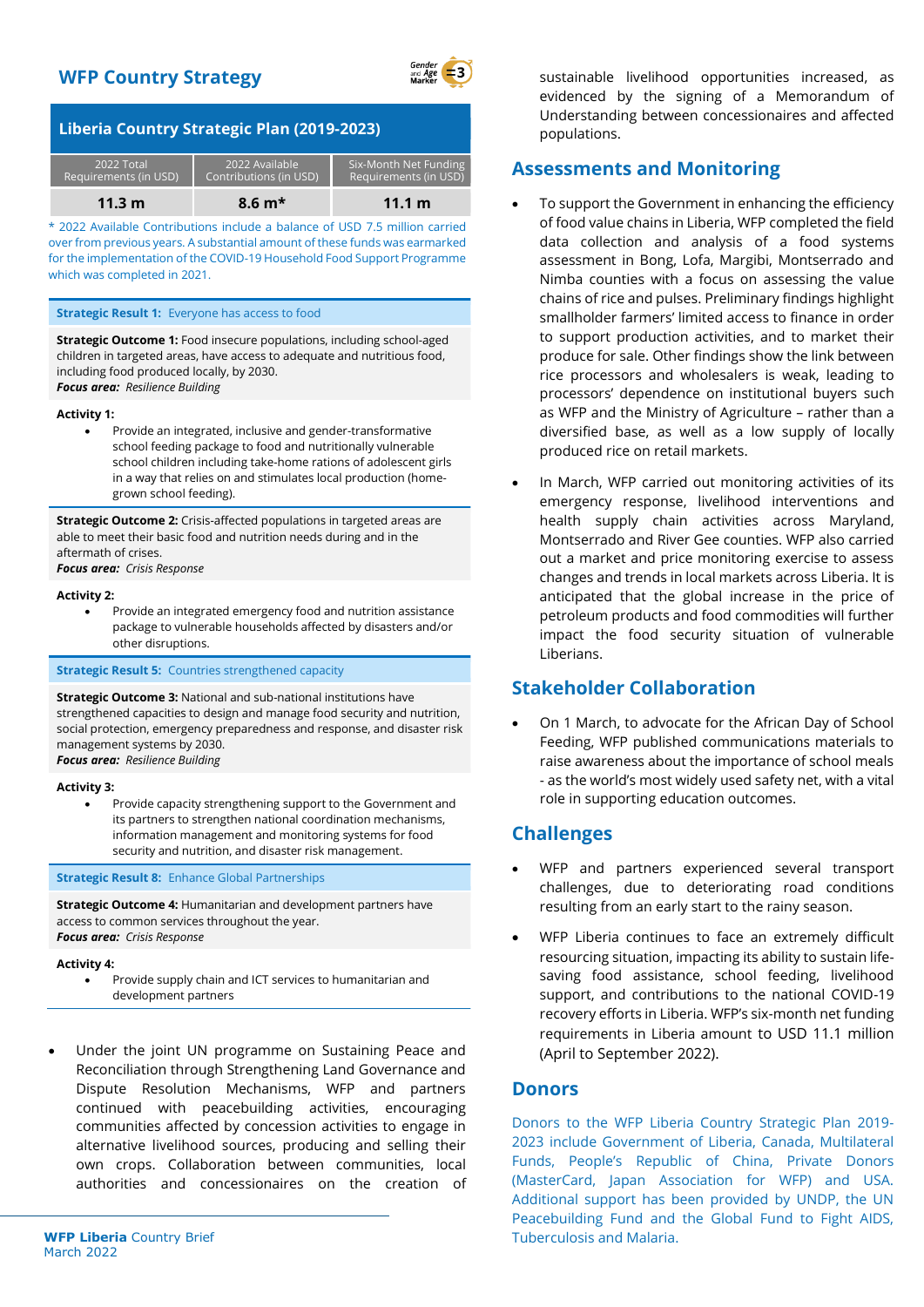## WFP Country Strategy

### Liberia Country Strategic Plan (2019-2023)

| 2022 Total Requirements (in USD) | 2022 Available Contributions (in USD) | Six-Month Net Funding Requirements (in USD) |
|---|---|---|
| 11.3 m | 8.6 m* | 11.1 m |

* 2022 Available Contributions include a balance of USD 7.5 million carried over from previous years. A substantial amount of these funds was earmarked for the implementation of the COVID-19 Household Food Support Programme which was completed in 2021.

**Strategic Result 1:** Everyone has access to food

**Strategic Outcome 1:** Food insecure populations, including school-aged children in targeted areas, have access to adequate and nutritious food, including food produced locally, by 2030.
***Focus area:*** *Resilience Building*

**Activity 1:**

- Provide an integrated, inclusive and gender-transformative school feeding package to food and nutritionally vulnerable school children including take-home rations of adolescent girls in a way that relies on and stimulates local production (home-grown school feeding).

**Strategic Outcome 2:** Crisis-affected populations in targeted areas are able to meet their basic food and nutrition needs during and in the aftermath of crises.
***Focus area:*** *Crisis Response*

**Activity 2:**

- Provide an integrated emergency food and nutrition assistance package to vulnerable households affected by disasters and/or other disruptions.

**Strategic Result 5:** Countries strengthened capacity

**Strategic Outcome 3:** National and sub-national institutions have strengthened capacities to design and manage food security and nutrition, social protection, emergency preparedness and response, and disaster risk management systems by 2030.
***Focus area:*** *Resilience Building*

**Activity 3:**

- Provide capacity strengthening support to the Government and its partners to strengthen national coordination mechanisms, information management and monitoring systems for food security and nutrition, and disaster risk management.

**Strategic Result 8:** Enhance Global Partnerships

**Strategic Outcome 4:** Humanitarian and development partners have access to common services throughout the year.
***Focus area:*** *Crisis Response*

**Activity 4:**

- Provide supply chain and ICT services to humanitarian and development partners

- Under the joint UN programme on Sustaining Peace and Reconciliation through Strengthening Land Governance and Dispute Resolution Mechanisms, WFP and partners continued with peacebuilding activities, encouraging communities affected by concession activities to engage in alternative livelihood sources, producing and selling their own crops. Collaboration between communities, local authorities and concessionaires on the creation of sustainable livelihood opportunities increased, as evidenced by the signing of a Memorandum of Understanding between concessionaires and affected populations.

## Assessments and Monitoring

- To support the Government in enhancing the efficiency of food value chains in Liberia, WFP completed the field data collection and analysis of a food systems assessment in Bong, Lofa, Margibi, Montserrado and Nimba counties with a focus on assessing the value chains of rice and pulses. Preliminary findings highlight smallholder farmers' limited access to finance in order to support production activities, and to market their produce for sale. Other findings show the link between rice processors and wholesalers is weak, leading to processors' dependence on institutional buyers such as WFP and the Ministry of Agriculture – rather than a diversified base, as well as a low supply of locally produced rice on retail markets.

- In March, WFP carried out monitoring activities of its emergency response, livelihood interventions and health supply chain activities across Maryland, Montserrado and River Gee counties. WFP also carried out a market and price monitoring exercise to assess changes and trends in local markets across Liberia. It is anticipated that the global increase in the price of petroleum products and food commodities will further impact the food security situation of vulnerable Liberians.

## Stakeholder Collaboration

- On 1 March, to advocate for the African Day of School Feeding, WFP published communications materials to raise awareness about the importance of school meals - as the world's most widely used safety net, with a vital role in supporting education outcomes.

## Challenges

- WFP and partners experienced several transport challenges, due to deteriorating road conditions resulting from an early start to the rainy season.

- WFP Liberia continues to face an extremely difficult resourcing situation, impacting its ability to sustain life-saving food assistance, school feeding, livelihood support, and contributions to the national COVID-19 recovery efforts in Liberia. WFP's six-month net funding requirements in Liberia amount to USD 11.1 million (April to September 2022).

## Donors

Donors to the WFP Liberia Country Strategic Plan 2019-2023 include Government of Liberia, Canada, Multilateral Funds, People's Republic of China, Private Donors (MasterCard, Japan Association for WFP) and USA. Additional support has been provided by UNDP, the UN Peacebuilding Fund and the Global Fund to Fight AIDS, Tuberculosis and Malaria.